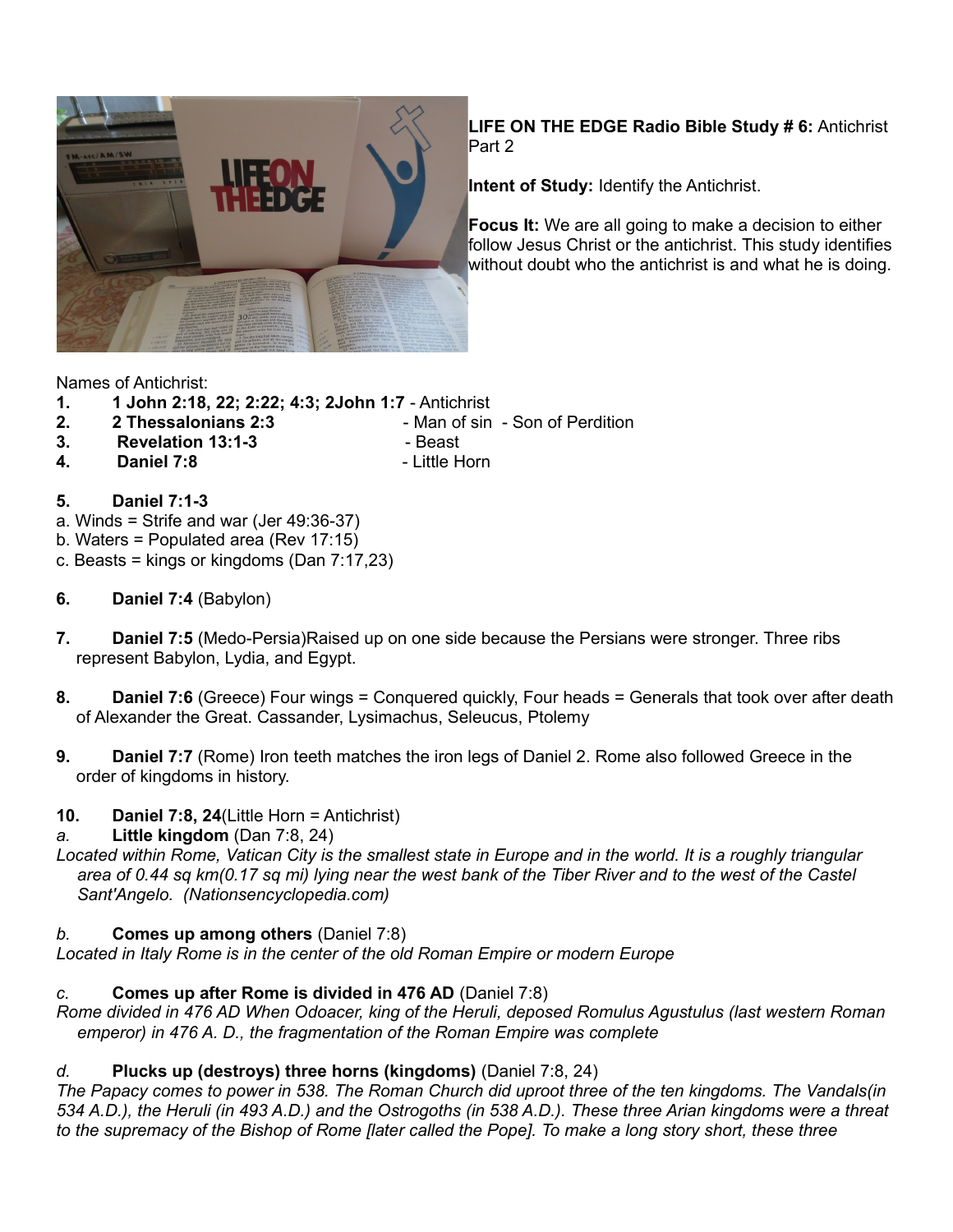**LIFE ON THE EDGE Radio Bible Study # 6:** Antichrist Part 2

**Intent of Study:** Identify the Antichrist.

**Focus It:** We are all going to make a decision to either follow Jesus Christ or the antichrist. This study identifies without doubt who the antichrist is and what he is doing.

Names of Antichrist:

1. **1 John 2:18, 22; 2:22; 4:3; 2John 1:7** - Antichrist
2. **2 Thessalonians 2:3** - Man of sin - Son of Perdition
3. **Revelation 13:1-3** - Beast
4. **Daniel 7:8** - Little Horn

5. **Daniel 7:1-3**

a. Winds = Strife and war (Jer 49:36-37)
b. Waters = Populated area (Rev 17:15)
c. Beasts = kings or kingdoms (Dan 7:17,23)

6. **Daniel 7:4** (Babylon)

7. **Daniel 7:5** (Medo-Persia)Raised up on one side because the Persians were stronger. Three ribs represent Babylon, Lydia, and Egypt.

8. **Daniel 7:6** (Greece) Four wings = Conquered quickly, Four heads = Generals that took over after death of Alexander the Great. Cassander, Lysimachus, Seleucus, Ptolemy

9. **Daniel 7:7** (Rome) Iron teeth matches the iron legs of Daniel 2. Rome also followed Greece in the order of kingdoms in history.

10. **Daniel 7:8, 24**(Little Horn = Antichrist)

a. **Little kingdom** (Dan 7:8, 24)

*Located within Rome, Vatican City is the smallest state in Europe and in the world. It is a roughly triangular area of 0.44 sq km(0.17 sq mi) lying near the west bank of the Tiber River and to the west of the Castel Sant'Angelo. (Nationsencyclopedia.com)*

b. **Comes up among others** (Daniel 7:8)

*Located in Italy Rome is in the center of the old Roman Empire or modern Europe*

c. **Comes up after Rome is divided in 476 AD** (Daniel 7:8)

*Rome divided in 476 AD When Odoacer, king of the Heruli, deposed Romulus Agustulus (last western Roman emperor) in 476 A. D., the fragmentation of the Roman Empire was complete*

d. **Plucks up (destroys) three horns (kingdoms)** (Daniel 7:8, 24)

*The Papacy comes to power in 538. The Roman Church did uproot three of the ten kingdoms. The Vandals(in 534 A.D.), the Heruli (in 493 A.D.) and the Ostrogoths (in 538 A.D.). These three Arian kingdoms were a threat to the supremacy of the Bishop of Rome [later called the Pope]. To make a long story short, these three*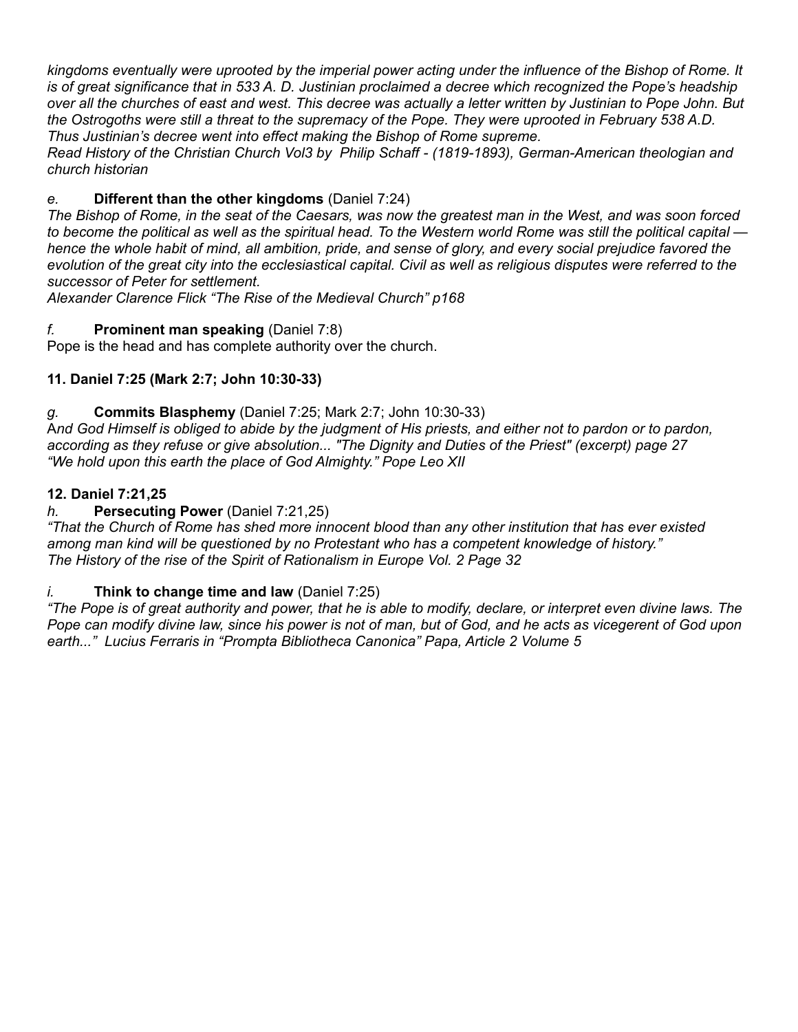*kingdoms eventually were uprooted by the imperial power acting under the influence of the Bishop of Rome. It is of great significance that in 533 A. D. Justinian proclaimed a decree which recognized the Pope's headship over all the churches of east and west. This decree was actually a letter written by Justinian to Pope John. But the Ostrogoths were still a threat to the supremacy of the Pope. They were uprooted in February 538 A.D. Thus Justinian's decree went into effect making the Bishop of Rome supreme.*
*Read History of the Christian Church Vol3 by Philip Schaff - (1819-1893), German-American theologian and church historian*

*e.* **Different than the other kingdoms** (Daniel 7:24)
*The Bishop of Rome, in the seat of the Caesars, was now the greatest man in the West, and was soon forced to become the political as well as the spiritual head. To the Western world Rome was still the political capital — hence the whole habit of mind, all ambition, pride, and sense of glory, and every social prejudice favored the evolution of the great city into the ecclesiastical capital. Civil as well as religious disputes were referred to the successor of Peter for settlement.*
*Alexander Clarence Flick "The Rise of the Medieval Church" p168*

*f.* **Prominent man speaking** (Daniel 7:8)
Pope is the head and has complete authority over the church.

**11. Daniel 7:25 (Mark 2:7; John 10:30-33)**

*g.* **Commits Blasphemy** (Daniel 7:25; Mark 2:7; John 10:30-33)
A*nd God Himself is obliged to abide by the judgment of His priests, and either not to pardon or to pardon, according as they refuse or give absolution... "The Dignity and Duties of the Priest" (excerpt) page 27*
*"We hold upon this earth the place of God Almighty." Pope Leo XII*

**12. Daniel 7:21,25**

*h.* **Persecuting Power** (Daniel 7:21,25)
*"That the Church of Rome has shed more innocent blood than any other institution that has ever existed among man kind will be questioned by no Protestant who has a competent knowledge of history."*
*The History of the rise of the Spirit of Rationalism in Europe Vol. 2 Page 32*

*i.* **Think to change time and law** (Daniel 7:25)
*"The Pope is of great authority and power, that he is able to modify, declare, or interpret even divine laws. The Pope can modify divine law, since his power is not of man, but of God, and he acts as vicegerent of God upon earth..." Lucius Ferraris in "Prompta Bibliotheca Canonica" Papa, Article 2 Volume 5*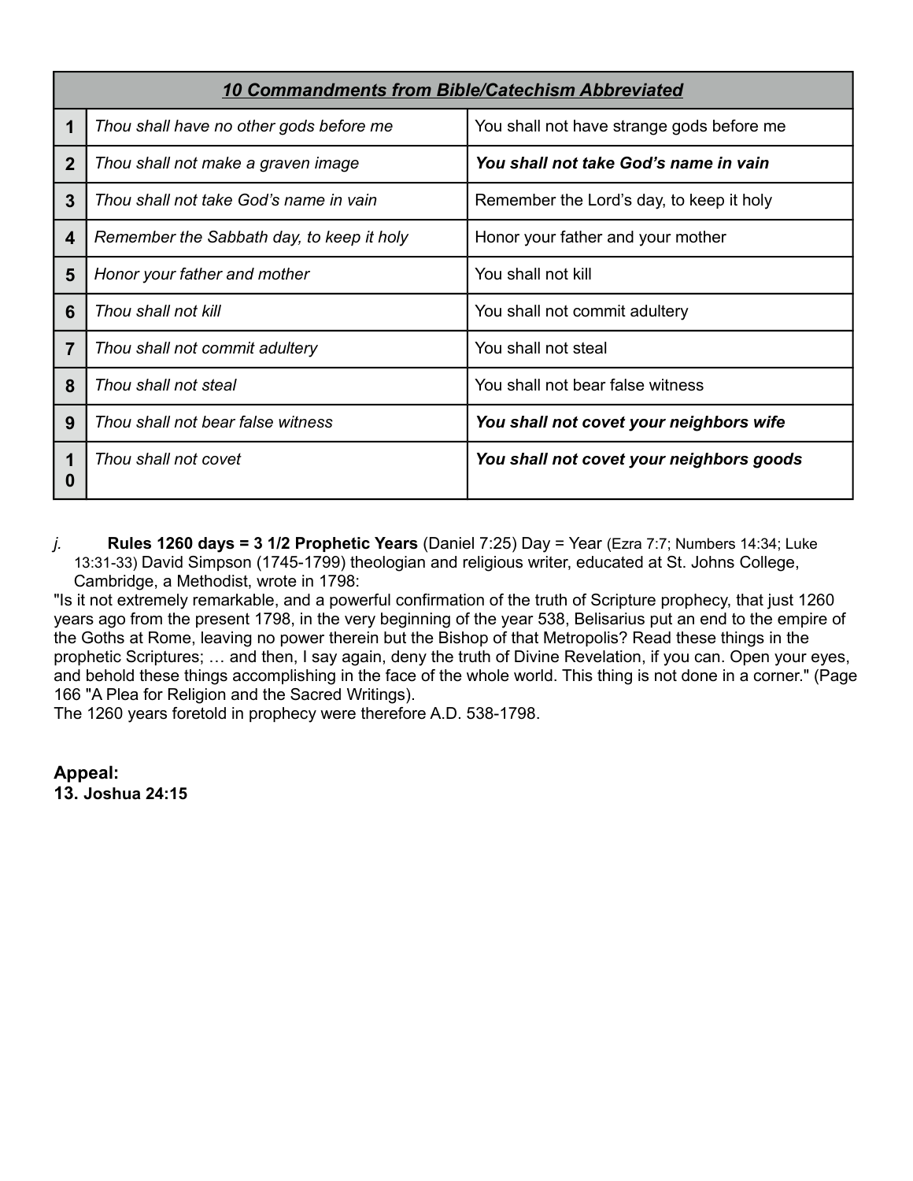| | | |
|---|---|---|
| ***10 Commandments from Bible/Catechism Abbreviated*** | | |
| **1** | *Thou shall have no other gods before me* | You shall not have strange gods before me |
| **2** | *Thou shall not make a graven image* | ***You shall not take God's name in vain*** |
| **3** | *Thou shall not take God's name in vain* | Remember the Lord's day, to keep it holy |
| **4** | *Remember the Sabbath day, to keep it holy* | Honor your father and your mother |
| **5** | *Honor your father and mother* | You shall not kill |
| **6** | *Thou shall not kill* | You shall not commit adultery |
| **7** | *Thou shall not commit adultery* | You shall not steal |
| **8** | *Thou shall not steal* | You shall not bear false witness |
| **9** | *Thou shall not bear false witness* | ***You shall not covet your neighbors wife*** |
| **10** | *Thou shall not covet* | ***You shall not covet your neighbors goods*** |

*j.* **Rules 1260 days = 3 1/2 Prophetic Years** (Daniel 7:25) Day = Year (Ezra 7:7; Numbers 14:34; Luke 13:31-33) David Simpson (1745-1799) theologian and religious writer, educated at St. Johns College, Cambridge, a Methodist, wrote in 1798:

"Is it not extremely remarkable, and a powerful confirmation of the truth of Scripture prophecy, that just 1260 years ago from the present 1798, in the very beginning of the year 538, Belisarius put an end to the empire of the Goths at Rome, leaving no power therein but the Bishop of that Metropolis? Read these things in the prophetic Scriptures; … and then, I say again, deny the truth of Divine Revelation, if you can. Open your eyes, and behold these things accomplishing in the face of the whole world. This thing is not done in a corner." (Page 166 "A Plea for Religion and the Sacred Writings).

The 1260 years foretold in prophecy were therefore A.D. 538-1798.

**Appeal:**

**13. Joshua 24:15**